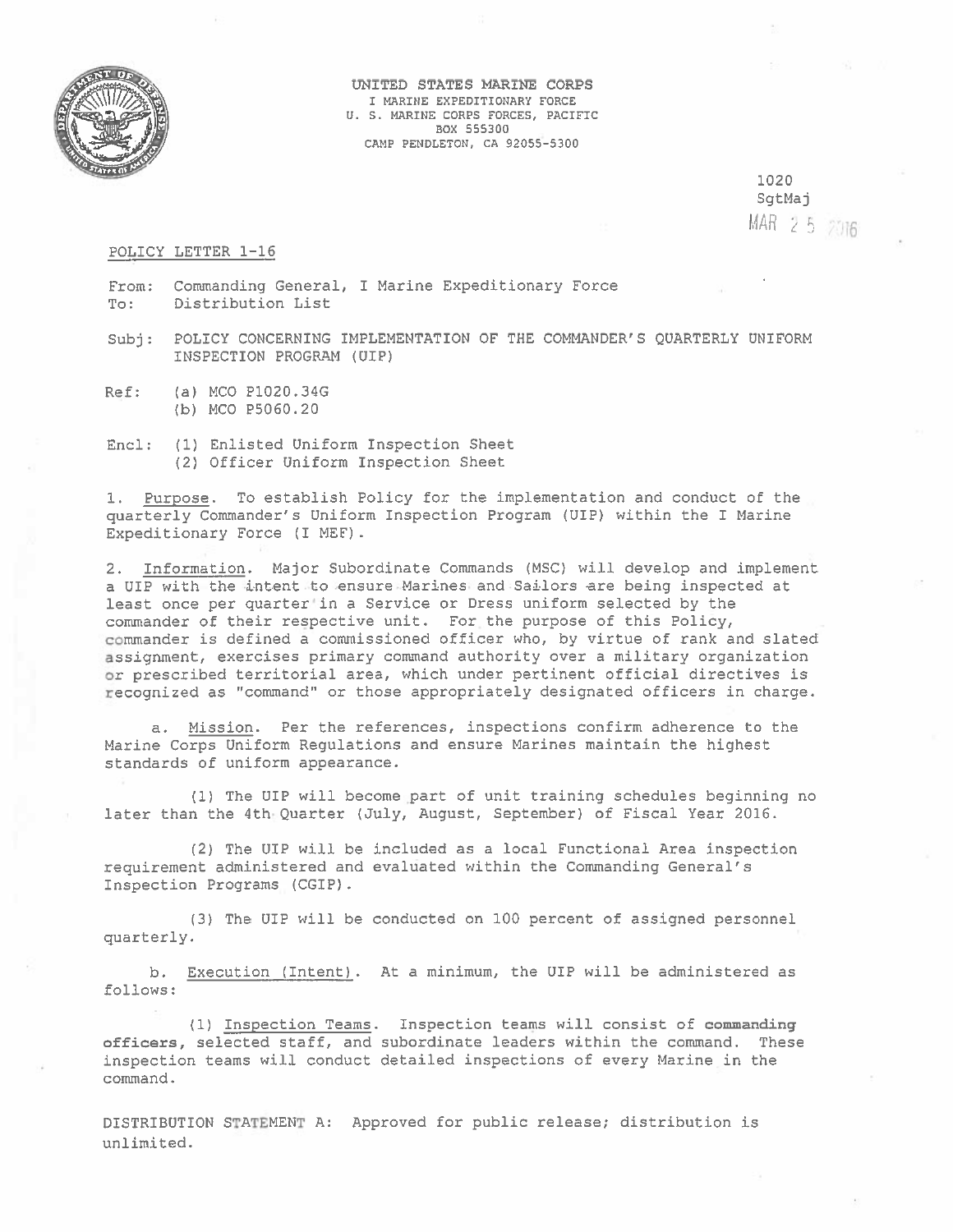UNITED STATES MARINE CORPS
I MARINE EXPEDITIONARY FORCE
U. S. MARINE CORPS FORCES, PACIFIC
BOX 555300
CAMP PENDLETON, CA 92055-5300

1020
SgtMaj
MAR 25 2016

POLICY LETTER 1-16

From: Commanding General, I Marine Expeditionary Force
To: Distribution List

Subj: POLICY CONCERNING IMPLEMENTATION OF THE COMMANDER'S QUARTERLY UNIFORM INSPECTION PROGRAM (UIP)

Ref: (a) MCO P1020.34G
(b) MCO P5060.20

Encl: (1) Enlisted Uniform Inspection Sheet
(2) Officer Uniform Inspection Sheet

1. Purpose. To establish Policy for the implementation and conduct of the quarterly Commander's Uniform Inspection Program (UIP) within the I Marine Expeditionary Force (I MEF).

2. Information. Major Subordinate Commands (MSC) will develop and implement a UIP with the intent to ensure Marines and Sailors are being inspected at least once per quarter in a Service or Dress uniform selected by the commander of their respective unit. For the purpose of this Policy, commander is defined a commissioned officer who, by virtue of rank and slated assignment, exercises primary command authority over a military organization or prescribed territorial area, which under pertinent official directives is recognized as "command" or those appropriately designated officers in charge.

a. Mission. Per the references, inspections confirm adherence to the Marine Corps Uniform Regulations and ensure Marines maintain the highest standards of uniform appearance.

(1) The UIP will become part of unit training schedules beginning no later than the 4th Quarter (July, August, September) of Fiscal Year 2016.

(2) The UIP will be included as a local Functional Area inspection requirement administered and evaluated within the Commanding General's Inspection Programs (CGIP).

(3) The UIP will be conducted on 100 percent of assigned personnel quarterly.

b. Execution (Intent). At a minimum, the UIP will be administered as follows:

(1) Inspection Teams. Inspection teams will consist of **commanding officers**, selected staff, and subordinate leaders within the command. These inspection teams will conduct detailed inspections of every Marine in the command.

DISTRIBUTION STATEMENT A: Approved for public release; distribution is unlimited.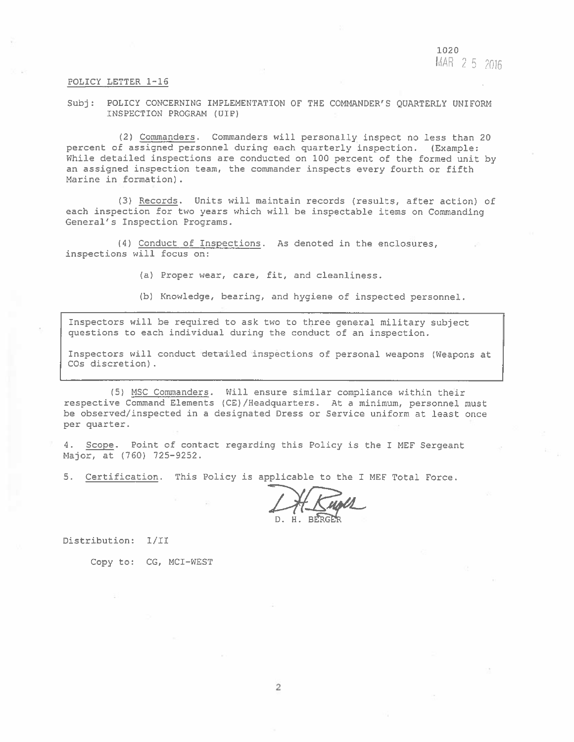1020
MAR 2 5 2016

POLICY LETTER 1-16

Subj: POLICY CONCERNING IMPLEMENTATION OF THE COMMANDER'S QUARTERLY UNIFORM INSPECTION PROGRAM (UIP)

(2) Commanders. Commanders will personally inspect no less than 20 percent of assigned personnel during each quarterly inspection. (Example: While detailed inspections are conducted on 100 percent of the formed unit by an assigned inspection team, the commander inspects every fourth or fifth Marine in formation).

(3) Records. Units will maintain records (results, after action) of each inspection for two years which will be inspectable items on Commanding General's Inspection Programs.

(4) Conduct of Inspections. As denoted in the enclosures, inspections will focus on:

(a) Proper wear, care, fit, and cleanliness.

(b) Knowledge, bearing, and hygiene of inspected personnel.

Inspectors will be required to ask two to three general military subject questions to each individual during the conduct of an inspection.

Inspectors will conduct detailed inspections of personal weapons (Weapons at COs discretion).

(5) MSC Commanders. Will ensure similar compliance within their respective Command Elements (CE)/Headquarters. At a minimum, personnel must be observed/inspected in a designated Dress or Service uniform at least once per quarter.

4. Scope. Point of contact regarding this Policy is the I MEF Sergeant Major, at (760) 725-9252.

5. Certification. This Policy is applicable to the I MEF Total Force.

D. H. BERGER

Distribution: I/II

Copy to: CG, MCI-WEST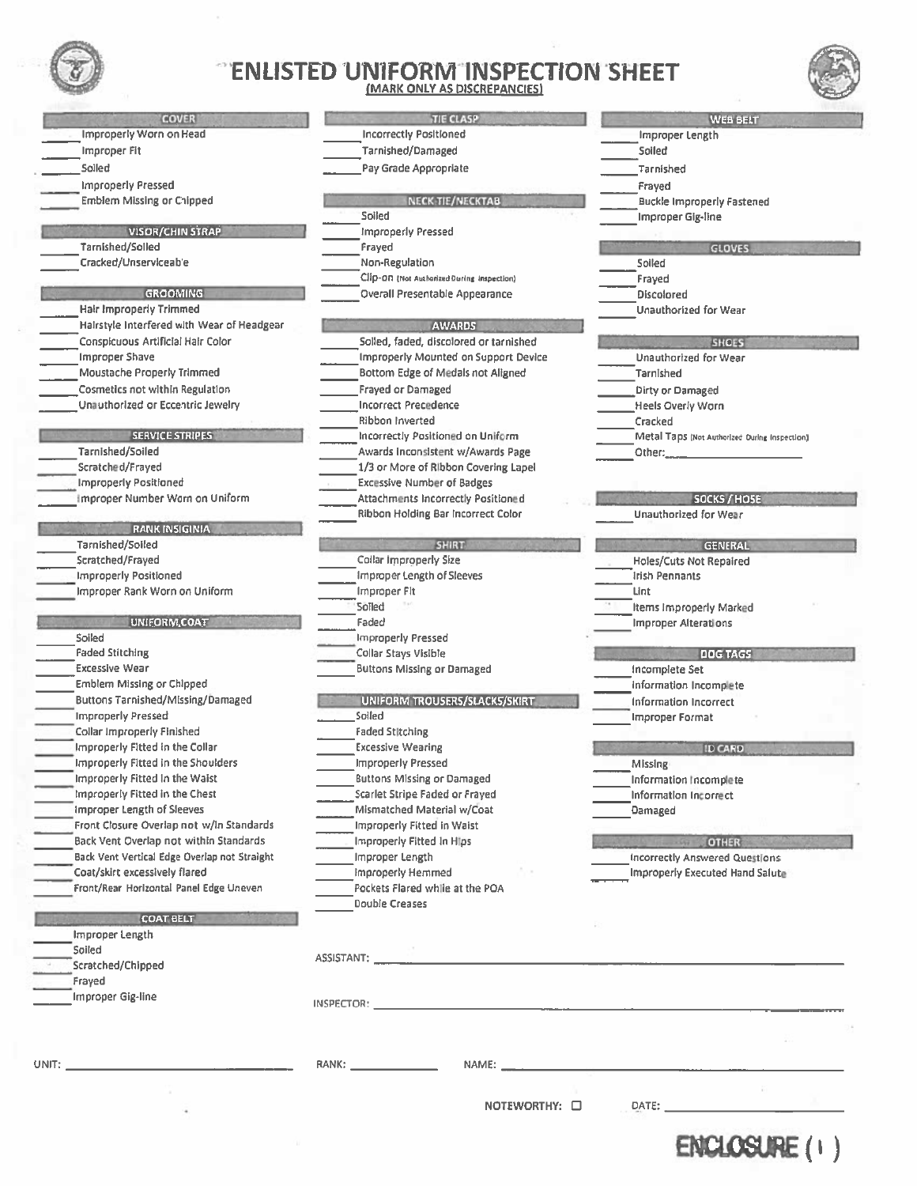# ENLISTED UNIFORM INSPECTION SHEET

**(MARK ONLY AS DISCREPANCIES)**

### COVER

- ______ Improperly Worn on Head
- ______ Improper Fit
- ______ Soiled
- ______ Improperly Pressed
- ______ Emblem Missing or Chipped

### VISOR/CHIN STRAP

- ______ Tarnished/Soiled
- ______ Cracked/Unserviceable

### GROOMING

- ______ Hair Improperly Trimmed
- ______ Hairstyle Interfered with Wear of Headgear
- ______ Conspicuous Artificial Hair Color
- ______ Improper Shave
- ______ Moustache Properly Trimmed
- ______ Cosmetics not within Regulation
- ______ Unauthorized or Eccentric Jewelry

### SERVICE STRIPES

- ______ Tarnished/Soiled
- ______ Scratched/Frayed
- ______ Improperly Positioned
- ______ Improper Number Worn on Uniform

### RANK INSIGNIA

- ______ Tarnished/Soiled
- ______ Scratched/Frayed
- ______ Improperly Positioned
- ______ Improper Rank Worn on Uniform

### UNIFORM COAT

- ______ Soiled
- ______ Faded Stitching
- ______ Excessive Wear
- ______ Emblem Missing or Chipped
- ______ Buttons Tarnished/Missing/Damaged
- ______ Improperly Pressed
- ______ Collar Improperly Finished
- ______ Improperly Fitted in the Collar
- ______ Improperly Fitted in the Shoulders
- ______ Improperly Fitted in the Waist
- ______ Improperly Fitted in the Chest
- ______ Improper Length of Sleeves
- ______ Front Closure Overlap not w/in Standards
- ______ Back Vent Overlap not within Standards
- ______ Back Vent Vertical Edge Overlap not Straight
- ______ Coat/skirt excessively flared
- ______ Front/Rear Horizontal Panel Edge Uneven

### COAT BELT

- ______ Improper Length
- ______ Soiled
- ______ Scratched/Chipped
- ______ Frayed
- ______ Improper Gig-line

### TIE CLASP

- ______ Incorrectly Positioned
- ______ Tarnished/Damaged
- ______ Pay Grade Appropriate

### NECK-TIE/NECKTAB

- ______ Soiled
- ______ Improperly Pressed
- ______ Frayed
- ______ Non-Regulation
- ______ Clip-on (Not Authorized During Inspection)
- ______ Overall Presentable Appearance

### AWARDS

- ______ Soiled, faded, discolored or tarnished
- ______ Improperly Mounted on Support Device
- ______ Bottom Edge of Medals not Aligned
- ______ Frayed or Damaged
- ______ Incorrect Precedence
- ______ Ribbon Inverted
- ______ Incorrectly Positioned on Uniform
- ______ Awards Inconsistent w/Awards Page
- ______ 1/3 or More of Ribbon Covering Lapel
- ______ Excessive Number of Badges
- ______ Attachments Incorrectly Positioned
- ______ Ribbon Holding Bar Incorrect Color

### SHIRT

- ______ Collar Improperly Size
- ______ Improper Length of Sleeves
- ______ Improper Fit
- ______ Soiled
- ______ Faded
- ______ Improperly Pressed
- ______ Collar Stays Visible
- ______ Buttons Missing or Damaged

### UNIFORM TROUSERS/SLACKS/SKIRT

- ______ Soiled
- ______ Faded Stitching
- ______ Excessive Wearing
- ______ Improperly Pressed
- ______ Buttons Missing or Damaged
- ______ Scarlet Stripe Faded or Frayed
- ______ Mismatched Material w/Coat
- ______ Improperly Fitted in Waist
- ______ Improperly Fitted in Hips
- ______ Improper Length
- ______ Improperly Hemmed
- ______ Pockets Flared while at the POA
- ______ Double Creases

### WEB BELT

- ______ Improper Length
- ______ Soiled
- ______ Tarnished
- ______ Frayed
- ______ Buckle Improperly Fastened
- ______ Improper Gig-line

### GLOVES

- ______ Soiled
- ______ Frayed
- ______ Discolored
- ______ Unauthorized for Wear

### SHOES

- ______ Unauthorized for Wear
- ______ Tarnished
- ______ Dirty or Damaged
- ______ Heels Overly Worn
- ______ Cracked
- ______ Metal Taps (Not Authorized During Inspection)
- ______ Other:______________________

### SOCKS / HOSE

- ______ Unauthorized for Wear

### GENERAL

- ______ Holes/Cuts Not Repaired
- ______ Irish Pennants
- ______ Lint
- ______ Items Improperly Marked
- ______ Improper Alterations

### DOG TAGS

- ______ Incomplete Set
- ______ Information Incomplete
- ______ Information Incorrect
- ______ Improper Format

### ID CARD

- ______ Missing
- ______ Information Incomplete
- ______ Information Incorrect
- ______ Damaged

### OTHER

- ______ Incorrectly Answered Questions
- ______ Improperly Executed Hand Salute

ASSISTANT: ______________________________________________

INSPECTOR: ______________________________________________

UNIT: ______________________ RANK: ____________ NAME: ______________________________

NOTEWORTHY: ☐ DATE: ______________________

**ENCLOSURE (1)**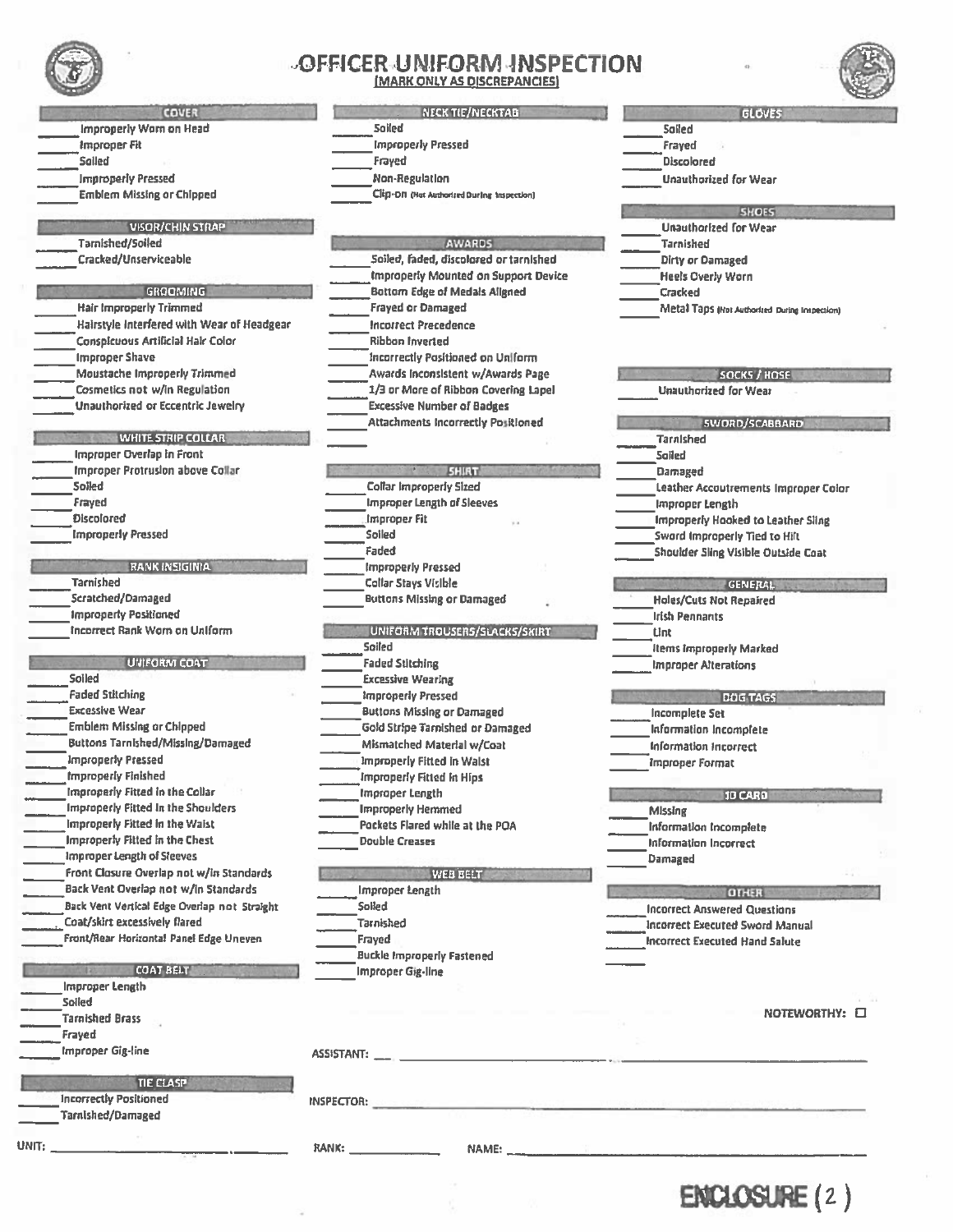# OFFICER UNIFORM INSPECTION

**(MARK ONLY AS DISCREPANCIES)**

## COVER

- ______ Improperly Worn on Head
- ______ Improper Fit
- ______ Soiled
- ______ Improperly Pressed
- ______ Emblem Missing or Chipped

## VISOR/CHIN STRAP

- ______ Tarnished/Soiled
- ______ Cracked/Unserviceable

## GROOMING

- ______ Hair Improperly Trimmed
- ______ Hairstyle Interfered with Wear of Headgear
- ______ Conspicuous Artificial Hair Color
- ______ Improper Shave
- ______ Moustache Improperly Trimmed
- ______ Cosmetics not w/in Regulation
- ______ Unauthorized or Eccentric Jewelry

## WHITE STRIP COLLAR

- ______ Improper Overlap in Front
- ______ Improper Protrusion above Collar
- ______ Soiled
- ______ Frayed
- ______ Discolored
- ______ Improperly Pressed

## RANK INSIGINIA

- ______ Tarnished
- ______ Scratched/Damaged
- ______ Improperly Positioned
- ______ Incorrect Rank Worn on Uniform

## UNIFORM COAT

- ______ Soiled
- ______ Faded Stitching
- ______ Excessive Wear
- ______ Emblem Missing or Chipped
- ______ Buttons Tarnished/Missing/Damaged
- ______ Improperly Pressed
- ______ Improperly Finished
- ______ Improperly Fitted in the Collar
- ______ Improperly Fitted in the Shoulders
- ______ Improperly Fitted in the Waist
- ______ Improperly Fitted in the Chest
- ______ Improper Length of Sleeves
- ______ Front Closure Overlap not w/in Standards
- ______ Back Vent Overlap not w/in Standards
- ______ Back Vent Vertical Edge Overlap not Straight
- ______ Coat/skirt excessively flared
- ______ Front/Rear Horizontal Panel Edge Uneven

## COAT BELT

- ______ Improper Length
- ______ Soiled
- ______ Tarnished Brass
- ______ Frayed
- ______ Improper Gig-line

## TIE CLASP

- ______ Incorrectly Positioned
- ______ Tarnished/Damaged

## NECK TIE/NECKTAB

- ______ Soiled
- ______ Improperly Pressed
- ______ Frayed
- ______ Non-Regulation
- ______ Clip-on (Not Authorized During Inspection)

## AWARDS

- ______ Soiled, faded, discolored or tarnished
- ______ Improperly Mounted on Support Device
- ______ Bottom Edge of Medals Aligned
- ______ Frayed or Damaged
- ______ Incorrect Precedence
- ______ Ribbon Inverted
- ______ Incorrectly Positioned on Uniform
- ______ Awards Inconsistent w/Awards Page
- ______ 1/3 or More of Ribbon Covering Lapel
- ______ Excessive Number of Badges
- ______ Attachments Incorrectly Positioned
- ______

## SHIRT

- ______ Collar Improperly Sized
- ______ Improper Length of Sleeves
- ______ Improper Fit
- ______ Soiled
- ______ Faded
- ______ Improperly Pressed
- ______ Collar Stays Visible
- ______ Buttons Missing or Damaged

## UNIFORM TROUSERS/SLACKS/SKIRT

- ______ Soiled
- ______ Faded Stitching
- ______ Excessive Wearing
- ______ Improperly Pressed
- ______ Buttons Missing or Damaged
- ______ Gold Stripe Tarnished or Damaged
- ______ Mismatched Material w/Coat
- ______ Improperly Fitted in Waist
- ______ Improperly Fitted in Hips
- ______ Improper Length
- ______ Improperly Hemmed
- ______ Pockets Flared while at the POA
- ______ Double Creases

## WEB BELT

- ______ Improper Length
- ______ Soiled
- ______ Tarnished
- ______ Frayed
- ______ Buckle Improperly Fastened
- ______ Improper Gig-line

## GLOVES

- ______ Soiled
- ______ Frayed
- ______ Discolored
- ______ Unauthorized for Wear

## SHOES

- ______ Unauthorized for Wear
- ______ Tarnished
- ______ Dirty or Damaged
- ______ Heels Overly Worn
- ______ Cracked
- ______ Metal Taps (Not Authorized During Inspection)

## SOCKS / HOSE

- ______ Unauthorized for Wear

## SWORD/SCABBARD

- ______ Tarnished
- ______ Soiled
- ______ Damaged
- ______ Leather Accoutrements Improper Color
- ______ Improper Length
- ______ Improperly Hooked to Leather Sling
- ______ Sword Improperly Tied to Hilt
- ______ Shoulder Sling Visible Outside Coat

## GENERAL

- ______ Holes/Cuts Not Repaired
- ______ Irish Pennants
- ______ Lint
- ______ Items Improperly Marked
- ______ Improper Alterations

## DOG TAGS

- ______ Incomplete Set
- ______ Information Incomplete
- ______ Information Incorrect
- ______ Improper Format

## ID CARD

- ______ Missing
- ______ Information Incomplete
- ______ Information Incorrect
- ______ Damaged

## OTHER

- ______ Incorrect Answered Questions
- ______ Incorrect Executed Sword Manual
- ______ Incorrect Executed Hand Salute
- ______

NOTEWORTHY: ☐

ASSISTANT: ______________________________

INSPECTOR: ______________________________

UNIT: ______________________ RANK: ______________ NAME: ______________________________

**ENCLOSURE (2)**